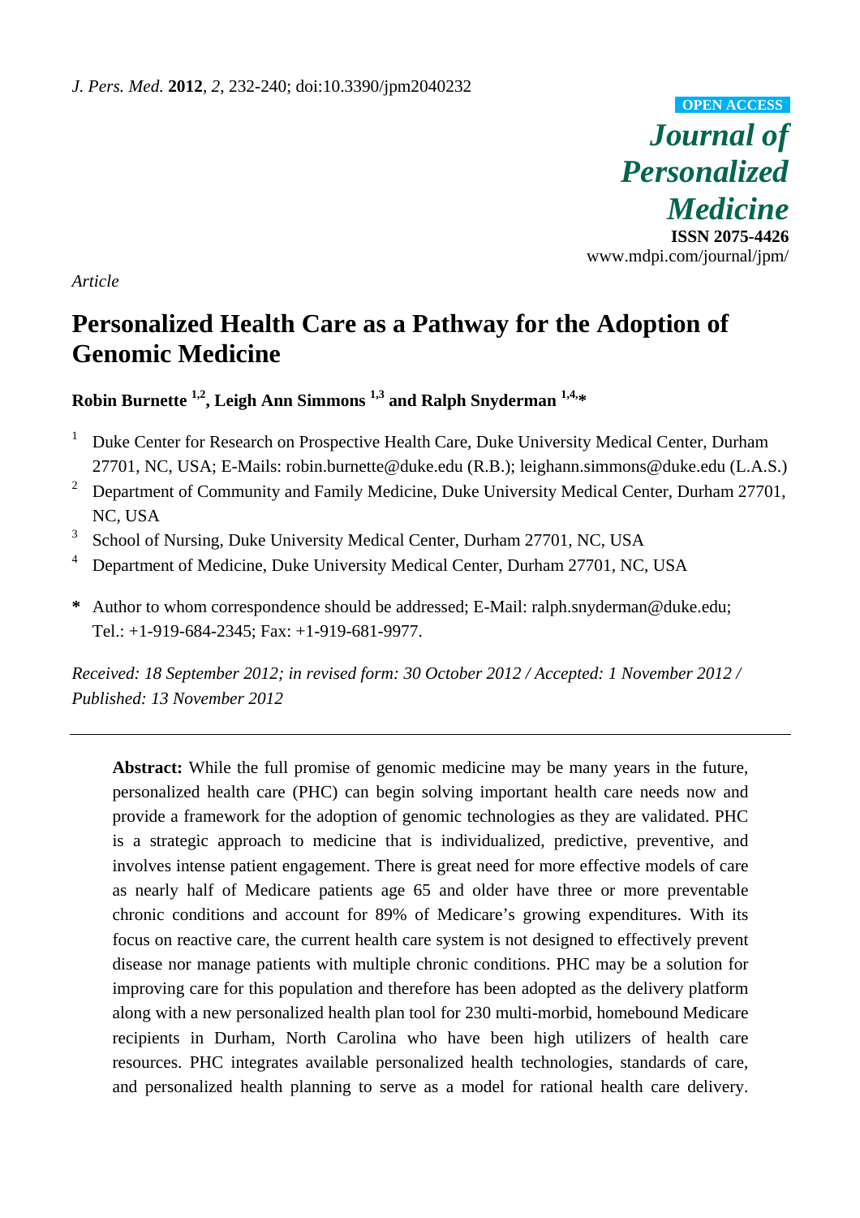*J. Pers. Med.* **2012**, *2*, 232-240; doi:10.3390/jpm2040232

**OPEN ACCESS**

# *Journal of Personalized Medicine*

**ISSN 2075-4426**
www.mdpi.com/journal/jpm/

*Article*

# Personalized Health Care as a Pathway for the Adoption of Genomic Medicine

**Robin Burnette [1,2], Leigh Ann Simmons [1,3] and Ralph Snyderman [1,4,*]**

[1] Duke Center for Research on Prospective Health Care, Duke University Medical Center, Durham 27701, NC, USA; E-Mails: robin.burnette@duke.edu (R.B.); leighann.simmons@duke.edu (L.A.S.)

[2] Department of Community and Family Medicine, Duke University Medical Center, Durham 27701, NC, USA

[3] School of Nursing, Duke University Medical Center, Durham 27701, NC, USA

[4] Department of Medicine, Duke University Medical Center, Durham 27701, NC, USA

**\*** Author to whom correspondence should be addressed; E-Mail: ralph.snyderman@duke.edu; Tel.: +1-919-684-2345; Fax: +1-919-681-9977.

*Received: 18 September 2012; in revised form: 30 October 2012 / Accepted: 1 November 2012 / Published: 13 November 2012*

---

**Abstract:** While the full promise of genomic medicine may be many years in the future, personalized health care (PHC) can begin solving important health care needs now and provide a framework for the adoption of genomic technologies as they are validated. PHC is a strategic approach to medicine that is individualized, predictive, preventive, and involves intense patient engagement. There is great need for more effective models of care as nearly half of Medicare patients age 65 and older have three or more preventable chronic conditions and account for 89% of Medicare's growing expenditures. With its focus on reactive care, the current health care system is not designed to effectively prevent disease nor manage patients with multiple chronic conditions. PHC may be a solution for improving care for this population and therefore has been adopted as the delivery platform along with a new personalized health plan tool for 230 multi-morbid, homebound Medicare recipients in Durham, North Carolina who have been high utilizers of health care resources. PHC integrates available personalized health technologies, standards of care, and personalized health planning to serve as a model for rational health care delivery.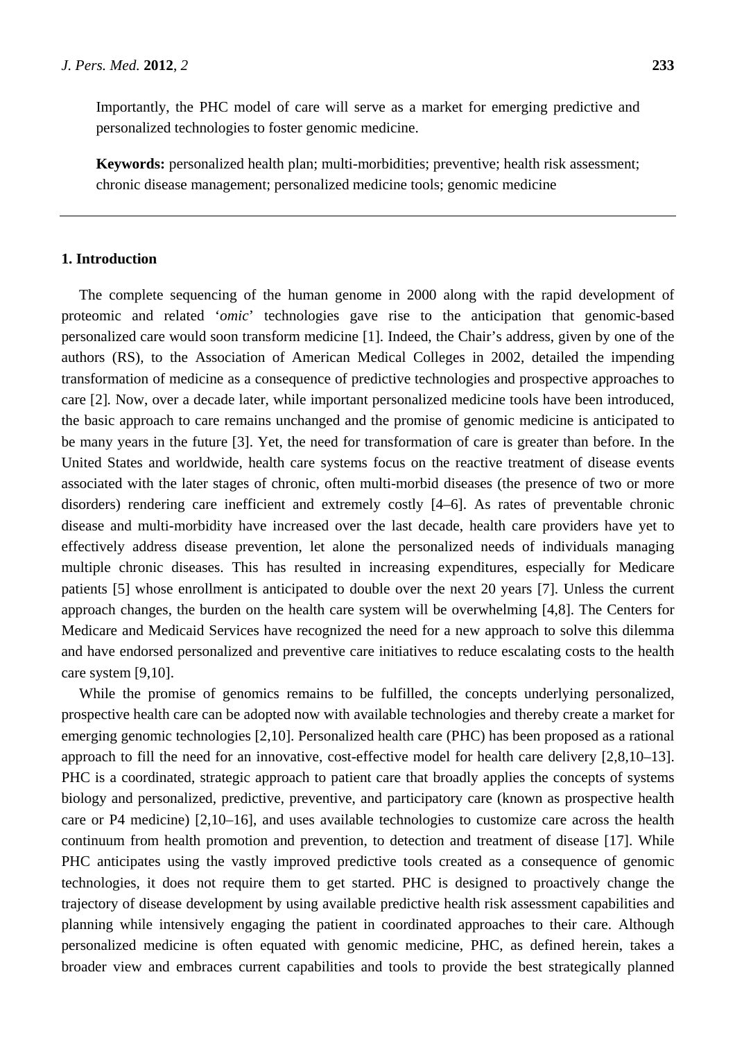Importantly, the PHC model of care will serve as a market for emerging predictive and personalized technologies to foster genomic medicine.

**Keywords:** personalized health plan; multi-morbidities; preventive; health risk assessment; chronic disease management; personalized medicine tools; genomic medicine

## 1. Introduction

The complete sequencing of the human genome in 2000 along with the rapid development of proteomic and related '*omic*' technologies gave rise to the anticipation that genomic-based personalized care would soon transform medicine [1]. Indeed, the Chair's address, given by one of the authors (RS), to the Association of American Medical Colleges in 2002, detailed the impending transformation of medicine as a consequence of predictive technologies and prospective approaches to care [2]. Now, over a decade later, while important personalized medicine tools have been introduced, the basic approach to care remains unchanged and the promise of genomic medicine is anticipated to be many years in the future [3]. Yet, the need for transformation of care is greater than before. In the United States and worldwide, health care systems focus on the reactive treatment of disease events associated with the later stages of chronic, often multi-morbid diseases (the presence of two or more disorders) rendering care inefficient and extremely costly [4–6]. As rates of preventable chronic disease and multi-morbidity have increased over the last decade, health care providers have yet to effectively address disease prevention, let alone the personalized needs of individuals managing multiple chronic diseases. This has resulted in increasing expenditures, especially for Medicare patients [5] whose enrollment is anticipated to double over the next 20 years [7]. Unless the current approach changes, the burden on the health care system will be overwhelming [4,8]. The Centers for Medicare and Medicaid Services have recognized the need for a new approach to solve this dilemma and have endorsed personalized and preventive care initiatives to reduce escalating costs to the health care system [9,10].

While the promise of genomics remains to be fulfilled, the concepts underlying personalized, prospective health care can be adopted now with available technologies and thereby create a market for emerging genomic technologies [2,10]. Personalized health care (PHC) has been proposed as a rational approach to fill the need for an innovative, cost-effective model for health care delivery [2,8,10–13]. PHC is a coordinated, strategic approach to patient care that broadly applies the concepts of systems biology and personalized, predictive, preventive, and participatory care (known as prospective health care or P4 medicine) [2,10–16], and uses available technologies to customize care across the health continuum from health promotion and prevention, to detection and treatment of disease [17]. While PHC anticipates using the vastly improved predictive tools created as a consequence of genomic technologies, it does not require them to get started. PHC is designed to proactively change the trajectory of disease development by using available predictive health risk assessment capabilities and planning while intensively engaging the patient in coordinated approaches to their care. Although personalized medicine is often equated with genomic medicine, PHC, as defined herein, takes a broader view and embraces current capabilities and tools to provide the best strategically planned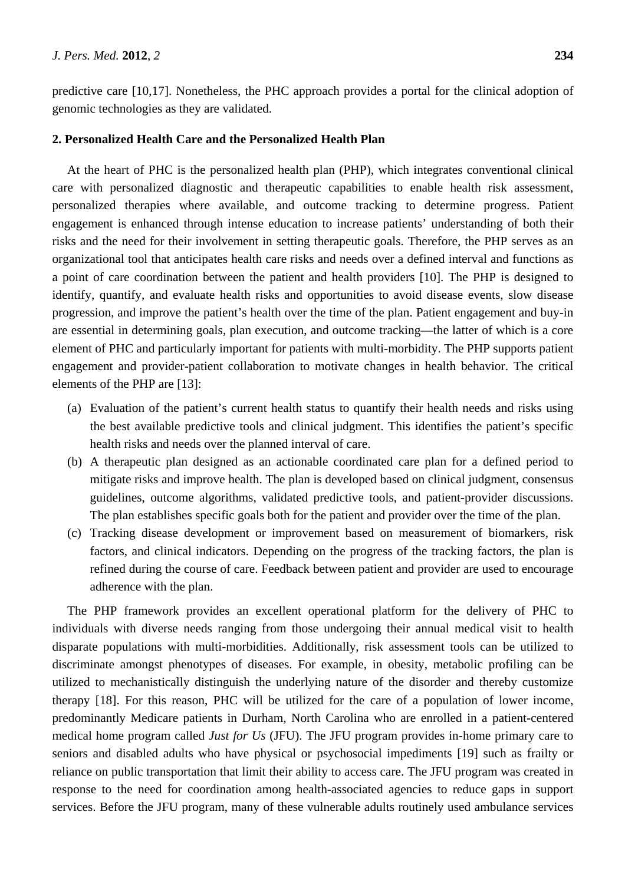predictive care [10,17]. Nonetheless, the PHC approach provides a portal for the clinical adoption of genomic technologies as they are validated.

## 2. Personalized Health Care and the Personalized Health Plan

At the heart of PHC is the personalized health plan (PHP), which integrates conventional clinical care with personalized diagnostic and therapeutic capabilities to enable health risk assessment, personalized therapies where available, and outcome tracking to determine progress. Patient engagement is enhanced through intense education to increase patients' understanding of both their risks and the need for their involvement in setting therapeutic goals. Therefore, the PHP serves as an organizational tool that anticipates health care risks and needs over a defined interval and functions as a point of care coordination between the patient and health providers [10]. The PHP is designed to identify, quantify, and evaluate health risks and opportunities to avoid disease events, slow disease progression, and improve the patient's health over the time of the plan. Patient engagement and buy-in are essential in determining goals, plan execution, and outcome tracking—the latter of which is a core element of PHC and particularly important for patients with multi-morbidity. The PHP supports patient engagement and provider-patient collaboration to motivate changes in health behavior. The critical elements of the PHP are [13]:

(a) Evaluation of the patient's current health status to quantify their health needs and risks using the best available predictive tools and clinical judgment. This identifies the patient's specific health risks and needs over the planned interval of care.

(b) A therapeutic plan designed as an actionable coordinated care plan for a defined period to mitigate risks and improve health. The plan is developed based on clinical judgment, consensus guidelines, outcome algorithms, validated predictive tools, and patient-provider discussions. The plan establishes specific goals both for the patient and provider over the time of the plan.

(c) Tracking disease development or improvement based on measurement of biomarkers, risk factors, and clinical indicators. Depending on the progress of the tracking factors, the plan is refined during the course of care. Feedback between patient and provider are used to encourage adherence with the plan.

The PHP framework provides an excellent operational platform for the delivery of PHC to individuals with diverse needs ranging from those undergoing their annual medical visit to health disparate populations with multi-morbidities. Additionally, risk assessment tools can be utilized to discriminate amongst phenotypes of diseases. For example, in obesity, metabolic profiling can be utilized to mechanistically distinguish the underlying nature of the disorder and thereby customize therapy [18]. For this reason, PHC will be utilized for the care of a population of lower income, predominantly Medicare patients in Durham, North Carolina who are enrolled in a patient-centered medical home program called *Just for Us* (JFU). The JFU program provides in-home primary care to seniors and disabled adults who have physical or psychosocial impediments [19] such as frailty or reliance on public transportation that limit their ability to access care. The JFU program was created in response to the need for coordination among health-associated agencies to reduce gaps in support services. Before the JFU program, many of these vulnerable adults routinely used ambulance services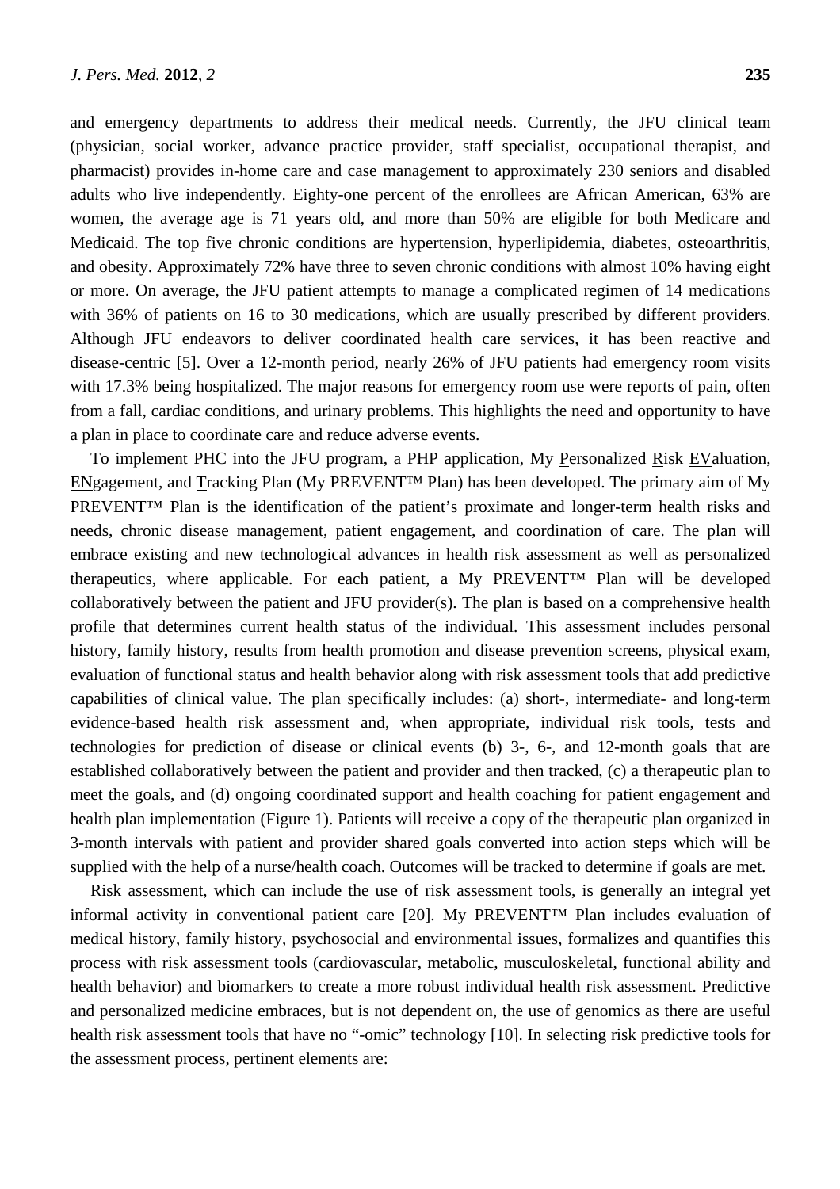and emergency departments to address their medical needs. Currently, the JFU clinical team (physician, social worker, advance practice provider, staff specialist, occupational therapist, and pharmacist) provides in-home care and case management to approximately 230 seniors and disabled adults who live independently. Eighty-one percent of the enrollees are African American, 63% are women, the average age is 71 years old, and more than 50% are eligible for both Medicare and Medicaid. The top five chronic conditions are hypertension, hyperlipidemia, diabetes, osteoarthritis, and obesity. Approximately 72% have three to seven chronic conditions with almost 10% having eight or more. On average, the JFU patient attempts to manage a complicated regimen of 14 medications with 36% of patients on 16 to 30 medications, which are usually prescribed by different providers. Although JFU endeavors to deliver coordinated health care services, it has been reactive and disease-centric [5]. Over a 12-month period, nearly 26% of JFU patients had emergency room visits with 17.3% being hospitalized. The major reasons for emergency room use were reports of pain, often from a fall, cardiac conditions, and urinary problems. This highlights the need and opportunity to have a plan in place to coordinate care and reduce adverse events.

To implement PHC into the JFU program, a PHP application, My Personalized Risk EValuation, ENgagement, and Tracking Plan (My PREVENT™ Plan) has been developed. The primary aim of My PREVENT™ Plan is the identification of the patient's proximate and longer-term health risks and needs, chronic disease management, patient engagement, and coordination of care. The plan will embrace existing and new technological advances in health risk assessment as well as personalized therapeutics, where applicable. For each patient, a My PREVENT™ Plan will be developed collaboratively between the patient and JFU provider(s). The plan is based on a comprehensive health profile that determines current health status of the individual. This assessment includes personal history, family history, results from health promotion and disease prevention screens, physical exam, evaluation of functional status and health behavior along with risk assessment tools that add predictive capabilities of clinical value. The plan specifically includes: (a) short-, intermediate- and long-term evidence-based health risk assessment and, when appropriate, individual risk tools, tests and technologies for prediction of disease or clinical events (b) 3-, 6-, and 12-month goals that are established collaboratively between the patient and provider and then tracked, (c) a therapeutic plan to meet the goals, and (d) ongoing coordinated support and health coaching for patient engagement and health plan implementation (Figure 1). Patients will receive a copy of the therapeutic plan organized in 3-month intervals with patient and provider shared goals converted into action steps which will be supplied with the help of a nurse/health coach. Outcomes will be tracked to determine if goals are met.

Risk assessment, which can include the use of risk assessment tools, is generally an integral yet informal activity in conventional patient care [20]. My PREVENT™ Plan includes evaluation of medical history, family history, psychosocial and environmental issues, formalizes and quantifies this process with risk assessment tools (cardiovascular, metabolic, musculoskeletal, functional ability and health behavior) and biomarkers to create a more robust individual health risk assessment. Predictive and personalized medicine embraces, but is not dependent on, the use of genomics as there are useful health risk assessment tools that have no "-omic" technology [10]. In selecting risk predictive tools for the assessment process, pertinent elements are: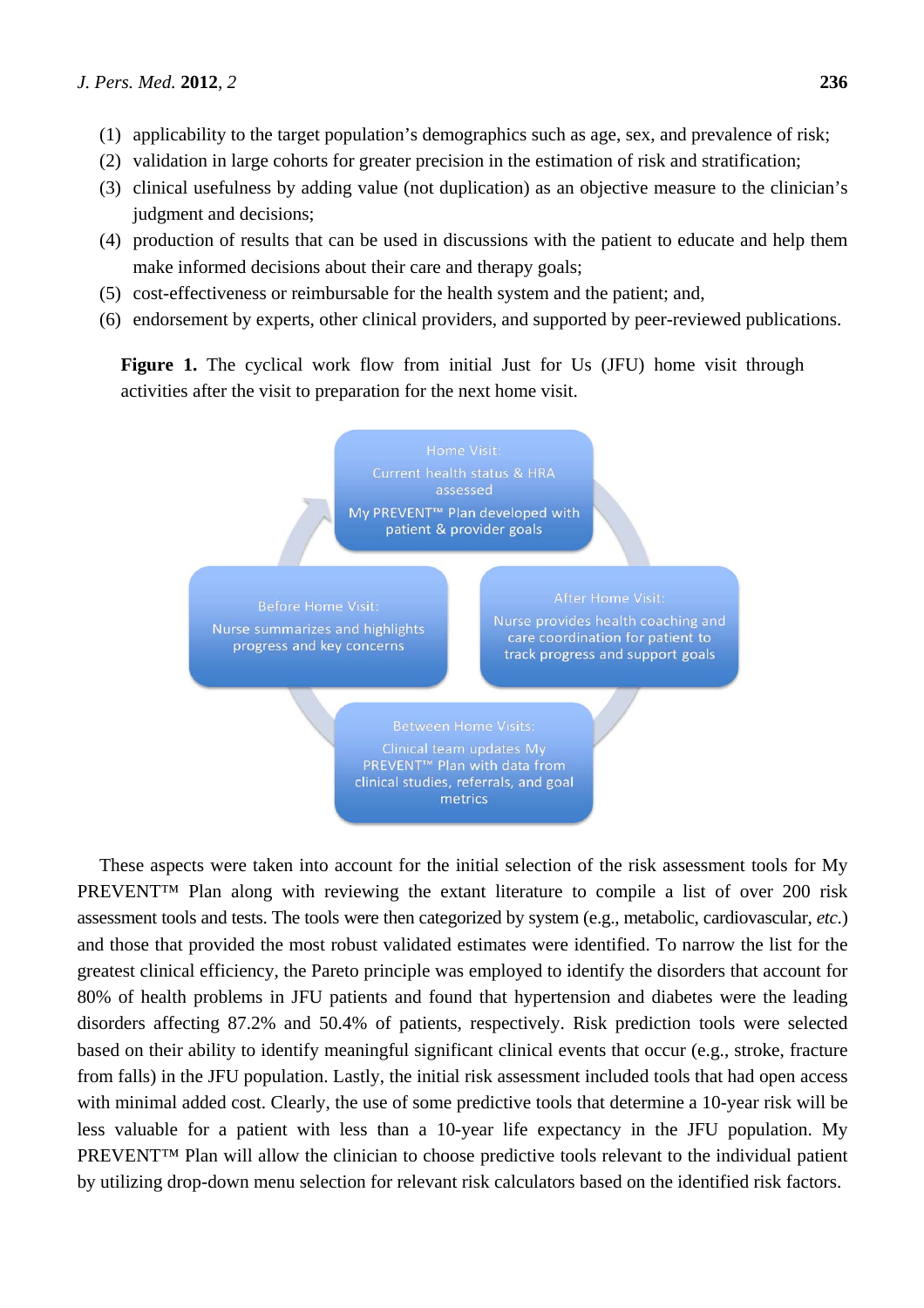(1) applicability to the target population's demographics such as age, sex, and prevalence of risk;
(2) validation in large cohorts for greater precision in the estimation of risk and stratification;
(3) clinical usefulness by adding value (not duplication) as an objective measure to the clinician's judgment and decisions;
(4) production of results that can be used in discussions with the patient to educate and help them make informed decisions about their care and therapy goals;
(5) cost-effectiveness or reimbursable for the health system and the patient; and,
(6) endorsement by experts, other clinical providers, and supported by peer-reviewed publications.

**Figure 1.** The cyclical work flow from initial Just for Us (JFU) home visit through activities after the visit to preparation for the next home visit.

Home Visit: Current health status & HRA assessed. My PREVENT™ Plan developed with patient & provider goals

After Home Visit: Nurse provides health coaching and care coordination for patient to track progress and support goals

Between Home Visits: Clinical team updates My PREVENT™ Plan with data from clinical studies, referrals, and goal metrics

Before Home Visit: Nurse summarizes and highlights progress and key concerns

These aspects were taken into account for the initial selection of the risk assessment tools for My PREVENT™ Plan along with reviewing the extant literature to compile a list of over 200 risk assessment tools and tests. The tools were then categorized by system (e.g., metabolic, cardiovascular, *etc*.) and those that provided the most robust validated estimates were identified. To narrow the list for the greatest clinical efficiency, the Pareto principle was employed to identify the disorders that account for 80% of health problems in JFU patients and found that hypertension and diabetes were the leading disorders affecting 87.2% and 50.4% of patients, respectively. Risk prediction tools were selected based on their ability to identify meaningful significant clinical events that occur (e.g., stroke, fracture from falls) in the JFU population. Lastly, the initial risk assessment included tools that had open access with minimal added cost. Clearly, the use of some predictive tools that determine a 10-year risk will be less valuable for a patient with less than a 10-year life expectancy in the JFU population. My PREVENT™ Plan will allow the clinician to choose predictive tools relevant to the individual patient by utilizing drop-down menu selection for relevant risk calculators based on the identified risk factors.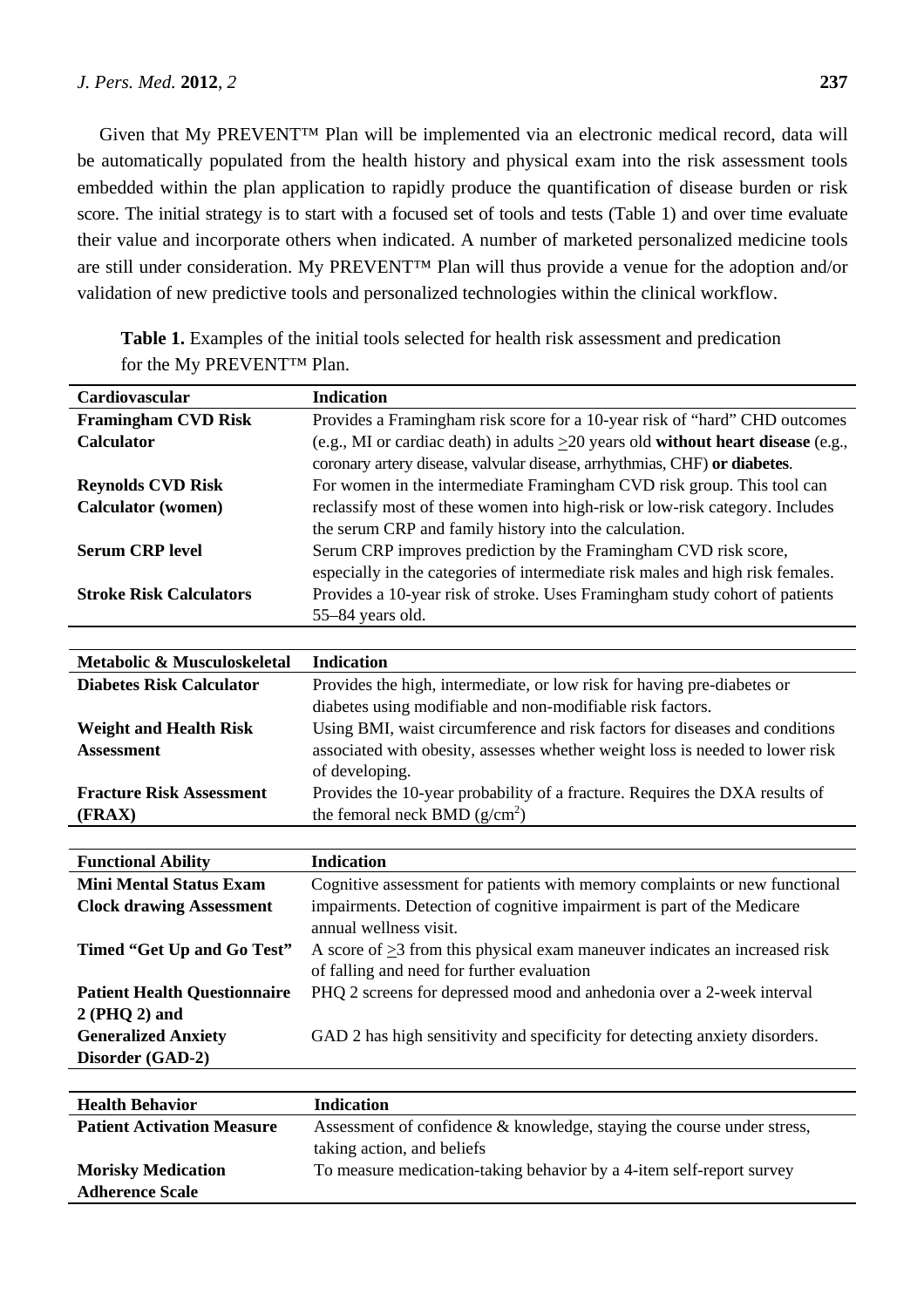Given that My PREVENT™ Plan will be implemented via an electronic medical record, data will be automatically populated from the health history and physical exam into the risk assessment tools embedded within the plan application to rapidly produce the quantification of disease burden or risk score. The initial strategy is to start with a focused set of tools and tests (Table 1) and over time evaluate their value and incorporate others when indicated. A number of marketed personalized medicine tools are still under consideration. My PREVENT™ Plan will thus provide a venue for the adoption and/or validation of new predictive tools and personalized technologies within the clinical workflow.

**Table 1.** Examples of the initial tools selected for health risk assessment and predication for the My PREVENT™ Plan.

| **Cardiovascular** | **Indication** |
|---|---|
| **Framingham CVD Risk Calculator** | Provides a Framingham risk score for a 10-year risk of "hard" CHD outcomes (e.g., MI or cardiac death) in adults $\geq$20 years old **without heart disease** (e.g., coronary artery disease, valvular disease, arrhythmias, CHF) **or diabetes**. |
| **Reynolds CVD Risk Calculator (women)** | For women in the intermediate Framingham CVD risk group. This tool can reclassify most of these women into high-risk or low-risk category. Includes the serum CRP and family history into the calculation. |
| **Serum CRP level** | Serum CRP improves prediction by the Framingham CVD risk score, especially in the categories of intermediate risk males and high risk females. |
| **Stroke Risk Calculators** | Provides a 10-year risk of stroke. Uses Framingham study cohort of patients 55–84 years old. |
| **Metabolic & Musculoskeletal** | **Indication** |
| **Diabetes Risk Calculator** | Provides the high, intermediate, or low risk for having pre-diabetes or diabetes using modifiable and non-modifiable risk factors. |
| **Weight and Health Risk Assessment** | Using BMI, waist circumference and risk factors for diseases and conditions associated with obesity, assesses whether weight loss is needed to lower risk of developing. |
| **Fracture Risk Assessment (FRAX)** | Provides the 10-year probability of a fracture. Requires the DXA results of the femoral neck BMD ($g/cm^2$) |
| **Functional Ability** | **Indication** |
| **Mini Mental Status Exam** **Clock drawing Assessment** | Cognitive assessment for patients with memory complaints or new functional impairments. Detection of cognitive impairment is part of the Medicare annual wellness visit. |
| **Timed "Get Up and Go Test"** | A score of $\geq$3 from this physical exam maneuver indicates an increased risk of falling and need for further evaluation |
| **Patient Health Questionnaire 2 (PHQ 2) and** | PHQ 2 screens for depressed mood and anhedonia over a 2-week interval |
| **Generalized Anxiety Disorder (GAD-2)** | GAD 2 has high sensitivity and specificity for detecting anxiety disorders. |
| **Health Behavior** | **Indication** |
| **Patient Activation Measure** | Assessment of confidence & knowledge, staying the course under stress, taking action, and beliefs |
| **Morisky Medication Adherence Scale** | To measure medication-taking behavior by a 4-item self-report survey |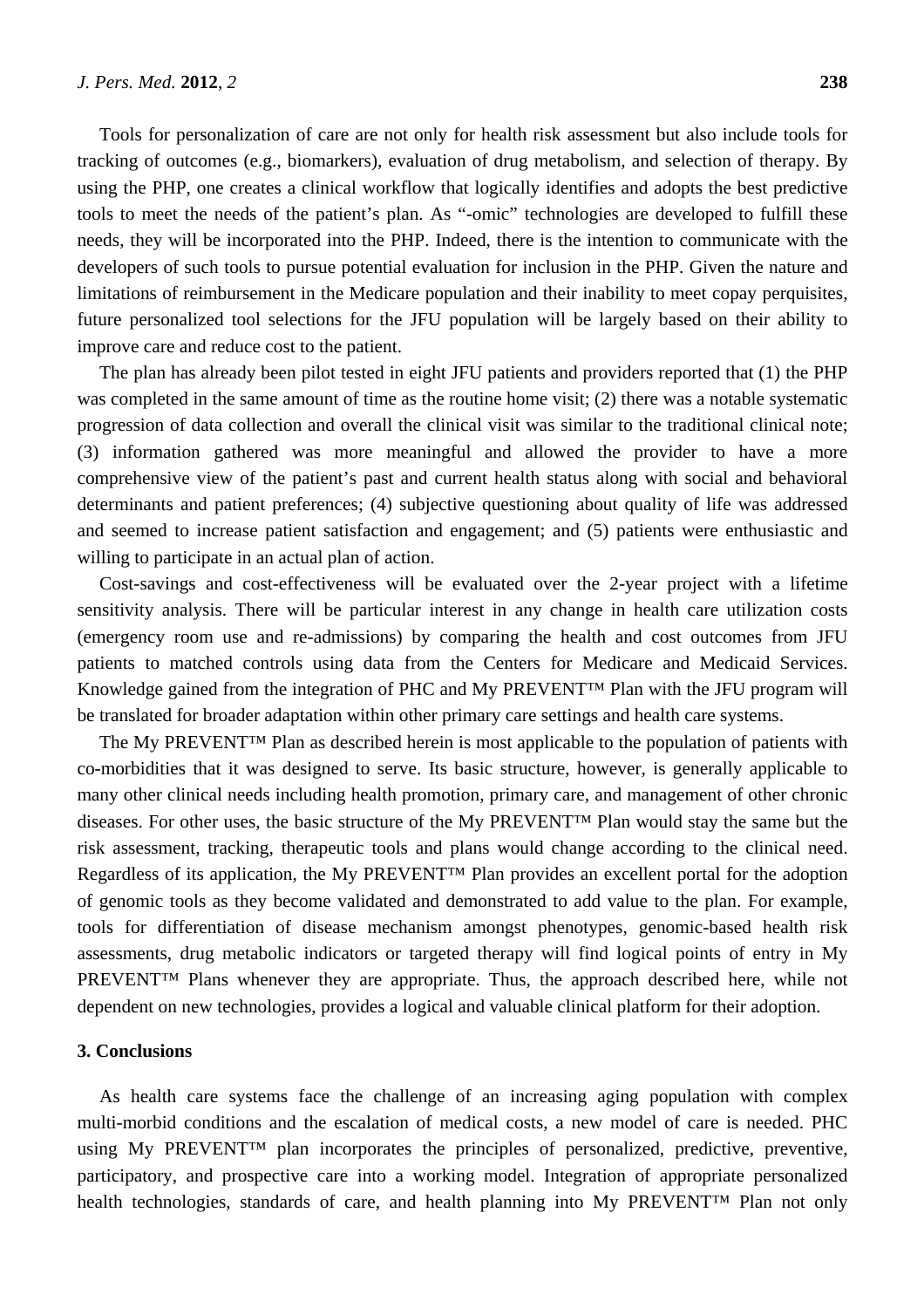Tools for personalization of care are not only for health risk assessment but also include tools for tracking of outcomes (e.g., biomarkers), evaluation of drug metabolism, and selection of therapy. By using the PHP, one creates a clinical workflow that logically identifies and adopts the best predictive tools to meet the needs of the patient's plan. As "-omic" technologies are developed to fulfill these needs, they will be incorporated into the PHP. Indeed, there is the intention to communicate with the developers of such tools to pursue potential evaluation for inclusion in the PHP. Given the nature and limitations of reimbursement in the Medicare population and their inability to meet copay perquisites, future personalized tool selections for the JFU population will be largely based on their ability to improve care and reduce cost to the patient.

The plan has already been pilot tested in eight JFU patients and providers reported that (1) the PHP was completed in the same amount of time as the routine home visit; (2) there was a notable systematic progression of data collection and overall the clinical visit was similar to the traditional clinical note; (3) information gathered was more meaningful and allowed the provider to have a more comprehensive view of the patient's past and current health status along with social and behavioral determinants and patient preferences; (4) subjective questioning about quality of life was addressed and seemed to increase patient satisfaction and engagement; and (5) patients were enthusiastic and willing to participate in an actual plan of action.

Cost-savings and cost-effectiveness will be evaluated over the 2-year project with a lifetime sensitivity analysis. There will be particular interest in any change in health care utilization costs (emergency room use and re-admissions) by comparing the health and cost outcomes from JFU patients to matched controls using data from the Centers for Medicare and Medicaid Services. Knowledge gained from the integration of PHC and My PREVENT™ Plan with the JFU program will be translated for broader adaptation within other primary care settings and health care systems.

The My PREVENT™ Plan as described herein is most applicable to the population of patients with co-morbidities that it was designed to serve. Its basic structure, however, is generally applicable to many other clinical needs including health promotion, primary care, and management of other chronic diseases. For other uses, the basic structure of the My PREVENT™ Plan would stay the same but the risk assessment, tracking, therapeutic tools and plans would change according to the clinical need. Regardless of its application, the My PREVENT™ Plan provides an excellent portal for the adoption of genomic tools as they become validated and demonstrated to add value to the plan. For example, tools for differentiation of disease mechanism amongst phenotypes, genomic-based health risk assessments, drug metabolic indicators or targeted therapy will find logical points of entry in My PREVENT™ Plans whenever they are appropriate. Thus, the approach described here, while not dependent on new technologies, provides a logical and valuable clinical platform for their adoption.

## 3. Conclusions

As health care systems face the challenge of an increasing aging population with complex multi-morbid conditions and the escalation of medical costs, a new model of care is needed. PHC using My PREVENT™ plan incorporates the principles of personalized, predictive, preventive, participatory, and prospective care into a working model. Integration of appropriate personalized health technologies, standards of care, and health planning into My PREVENT™ Plan not only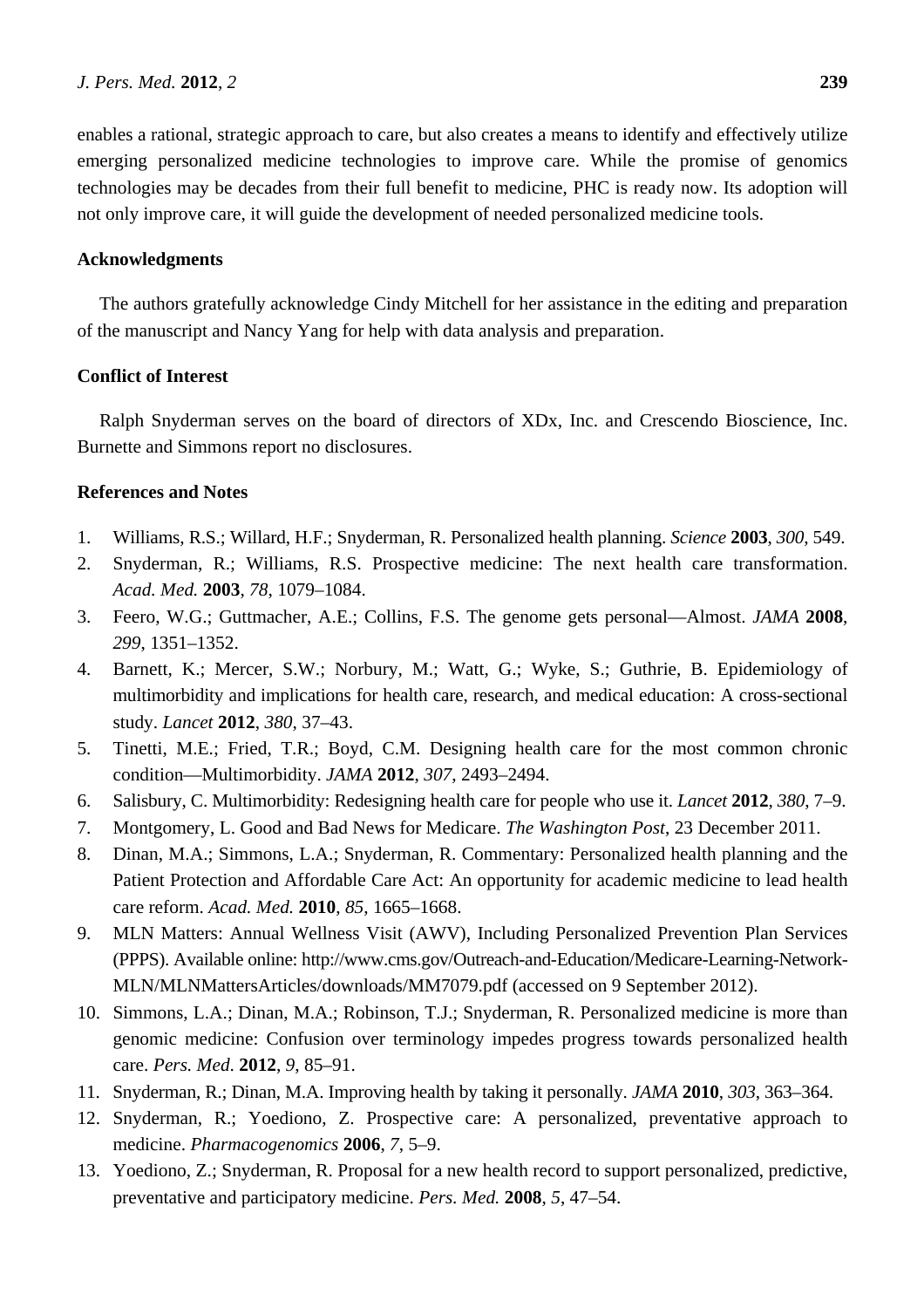enables a rational, strategic approach to care, but also creates a means to identify and effectively utilize emerging personalized medicine technologies to improve care. While the promise of genomics technologies may be decades from their full benefit to medicine, PHC is ready now. Its adoption will not only improve care, it will guide the development of needed personalized medicine tools.

## Acknowledgments

The authors gratefully acknowledge Cindy Mitchell for her assistance in the editing and preparation of the manuscript and Nancy Yang for help with data analysis and preparation.

## Conflict of Interest

Ralph Snyderman serves on the board of directors of XDx, Inc. and Crescendo Bioscience, Inc. Burnette and Simmons report no disclosures.

## References and Notes

1. Williams, R.S.; Willard, H.F.; Snyderman, R. Personalized health planning. *Science* **2003**, *300*, 549.
2. Snyderman, R.; Williams, R.S. Prospective medicine: The next health care transformation. *Acad. Med.* **2003**, *78*, 1079–1084.
3. Feero, W.G.; Guttmacher, A.E.; Collins, F.S. The genome gets personal—Almost. *JAMA* **2008**, *299*, 1351–1352.
4. Barnett, K.; Mercer, S.W.; Norbury, M.; Watt, G.; Wyke, S.; Guthrie, B. Epidemiology of multimorbidity and implications for health care, research, and medical education: A cross-sectional study. *Lancet* **2012**, *380*, 37–43.
5. Tinetti, M.E.; Fried, T.R.; Boyd, C.M. Designing health care for the most common chronic condition—Multimorbidity. *JAMA* **2012**, *307*, 2493–2494.
6. Salisbury, C. Multimorbidity: Redesigning health care for people who use it. *Lancet* **2012**, *380*, 7–9.
7. Montgomery, L. Good and Bad News for Medicare. *The Washington Post*, 23 December 2011.
8. Dinan, M.A.; Simmons, L.A.; Snyderman, R. Commentary: Personalized health planning and the Patient Protection and Affordable Care Act: An opportunity for academic medicine to lead health care reform. *Acad. Med.* **2010**, *85*, 1665–1668.
9. MLN Matters: Annual Wellness Visit (AWV), Including Personalized Prevention Plan Services (PPPS). Available online: http://www.cms.gov/Outreach-and-Education/Medicare-Learning-Network-MLN/MLNMattersArticles/downloads/MM7079.pdf (accessed on 9 September 2012).
10. Simmons, L.A.; Dinan, M.A.; Robinson, T.J.; Snyderman, R. Personalized medicine is more than genomic medicine: Confusion over terminology impedes progress towards personalized health care. *Pers. Med.* **2012**, *9*, 85–91.
11. Snyderman, R.; Dinan, M.A. Improving health by taking it personally. *JAMA* **2010**, *303*, 363–364.
12. Snyderman, R.; Yoediono, Z. Prospective care: A personalized, preventative approach to medicine. *Pharmacogenomics* **2006**, *7*, 5–9.
13. Yoediono, Z.; Snyderman, R. Proposal for a new health record to support personalized, predictive, preventative and participatory medicine. *Pers. Med.* **2008**, *5*, 47–54.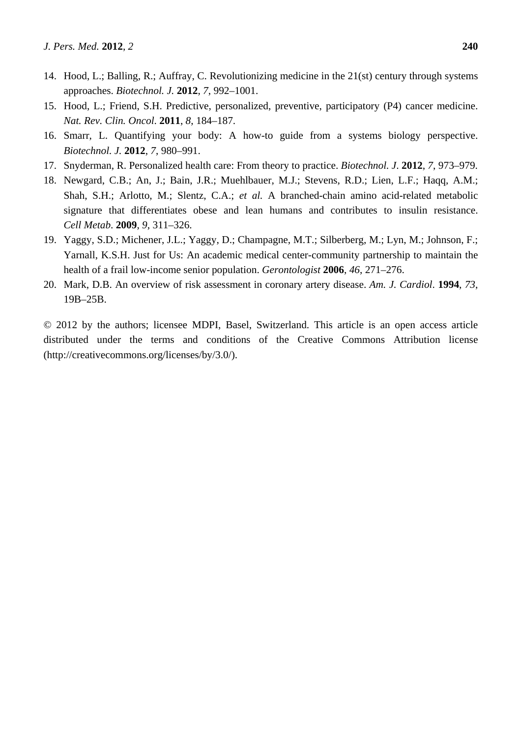14. Hood, L.; Balling, R.; Auffray, C. Revolutionizing medicine in the 21(st) century through systems approaches. *Biotechnol. J.* **2012**, *7*, 992–1001.
15. Hood, L.; Friend, S.H. Predictive, personalized, preventive, participatory (P4) cancer medicine. *Nat. Rev. Clin. Oncol*. **2011**, *8*, 184–187.
16. Smarr, L. Quantifying your body: A how-to guide from a systems biology perspective. *Biotechnol. J.* **2012**, *7*, 980–991.
17. Snyderman, R. Personalized health care: From theory to practice. *Biotechnol. J*. **2012**, *7*, 973–979.
18. Newgard, C.B.; An, J.; Bain, J.R.; Muehlbauer, M.J.; Stevens, R.D.; Lien, L.F.; Haqq, A.M.; Shah, S.H.; Arlotto, M.; Slentz, C.A.; *et al.* A branched-chain amino acid-related metabolic signature that differentiates obese and lean humans and contributes to insulin resistance. *Cell Metab*. **2009**, *9*, 311–326.
19. Yaggy, S.D.; Michener, J.L.; Yaggy, D.; Champagne, M.T.; Silberberg, M.; Lyn, M.; Johnson, F.; Yarnall, K.S.H. Just for Us: An academic medical center-community partnership to maintain the health of a frail low-income senior population. *Gerontologist* **2006**, *46*, 271–276.
20. Mark, D.B. An overview of risk assessment in coronary artery disease. *Am. J. Cardiol*. **1994**, *73*, 19B–25B.

© 2012 by the authors; licensee MDPI, Basel, Switzerland. This article is an open access article distributed under the terms and conditions of the Creative Commons Attribution license (http://creativecommons.org/licenses/by/3.0/).